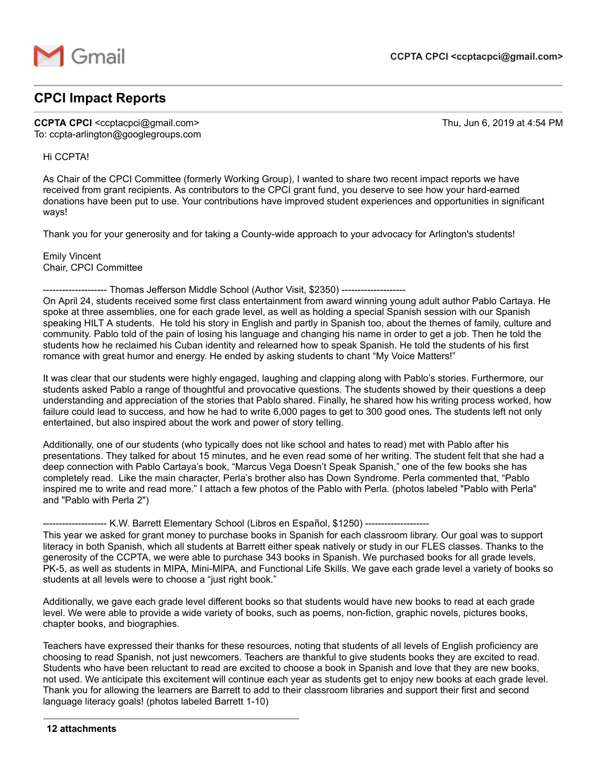Gmail

**CCPTA CPCI <ccptacpci@gmail.com>**

---

## CPCI Impact Reports

**CCPTA CPCI** <ccptacpci@gmail.com>
To: ccpta-arlington@googlegroups.com

Thu, Jun 6, 2019 at 4:54 PM

Hi CCPTA!

As Chair of the CPCI Committee (formerly Working Group), I wanted to share two recent impact reports we have received from grant recipients. As contributors to the CPCI grant fund, you deserve to see how your hard-earned donations have been put to use. Your contributions have improved student experiences and opportunities in significant ways!

Thank you for your generosity and for taking a County-wide approach to your advocacy for Arlington's students!

Emily Vincent
Chair, CPCI Committee

-------------------- Thomas Jefferson Middle School (Author Visit, $2350) --------------------
On April 24, students received some first class entertainment from award winning young adult author Pablo Cartaya. He spoke at three assemblies, one for each grade level, as well as holding a special Spanish session with our Spanish speaking HILT A students. He told his story in English and partly in Spanish too, about the themes of family, culture and community. Pablo told of the pain of losing his language and changing his name in order to get a job. Then he told the students how he reclaimed his Cuban identity and relearned how to speak Spanish. He told the students of his first romance with great humor and energy. He ended by asking students to chant "My Voice Matters!"

It was clear that our students were highly engaged, laughing and clapping along with Pablo's stories. Furthermore, our students asked Pablo a range of thoughtful and provocative questions. The students showed by their questions a deep understanding and appreciation of the stories that Pablo shared. Finally, he shared how his writing process worked, how failure could lead to success, and how he had to write 6,000 pages to get to 300 good ones. The students left not only entertained, but also inspired about the work and power of story telling.

Additionally, one of our students (who typically does not like school and hates to read) met with Pablo after his presentations. They talked for about 15 minutes, and he even read some of her writing. The student felt that she had a deep connection with Pablo Cartaya's book, "Marcus Vega Doesn't Speak Spanish," one of the few books she has completely read. Like the main character, Perla's brother also has Down Syndrome. Perla commented that, "Pablo inspired me to write and read more." I attach a few photos of the Pablo with Perla. (photos labeled "Pablo with Perla" and "Pablo with Perla 2")

-------------------- K.W. Barrett Elementary School (Libros en Español, $1250) --------------------
This year we asked for grant money to purchase books in Spanish for each classroom library. Our goal was to support literacy in both Spanish, which all students at Barrett either speak natively or study in our FLES classes. Thanks to the generosity of the CCPTA, we were able to purchase 343 books in Spanish. We purchased books for all grade levels, PK-5, as well as students in MIPA, Mini-MIPA, and Functional Life Skills. We gave each grade level a variety of books so students at all levels were to choose a "just right book."

Additionally, we gave each grade level different books so that students would have new books to read at each grade level. We were able to provide a wide variety of books, such as poems, non-fiction, graphic novels, pictures books, chapter books, and biographies.

Teachers have expressed their thanks for these resources, noting that students of all levels of English proficiency are choosing to read Spanish, not just newcomers. Teachers are thankful to give students books they are excited to read. Students who have been reluctant to read are excited to choose a book in Spanish and love that they are new books, not used. We anticipate this excitement will continue each year as students get to enjoy new books at each grade level. Thank you for allowing the learners are Barrett to add to their classroom libraries and support their first and second language literacy goals! (photos labeled Barrett 1-10)

---

**12 attachments**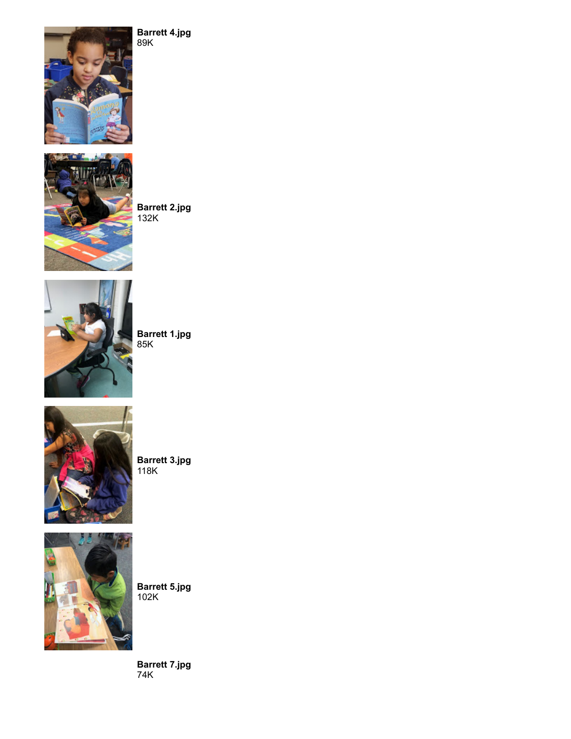**Barrett 4.jpg**
89K

**Barrett 2.jpg**
132K

**Barrett 1.jpg**
85K

**Barrett 3.jpg**
118K

**Barrett 5.jpg**
102K

**Barrett 7.jpg**
74K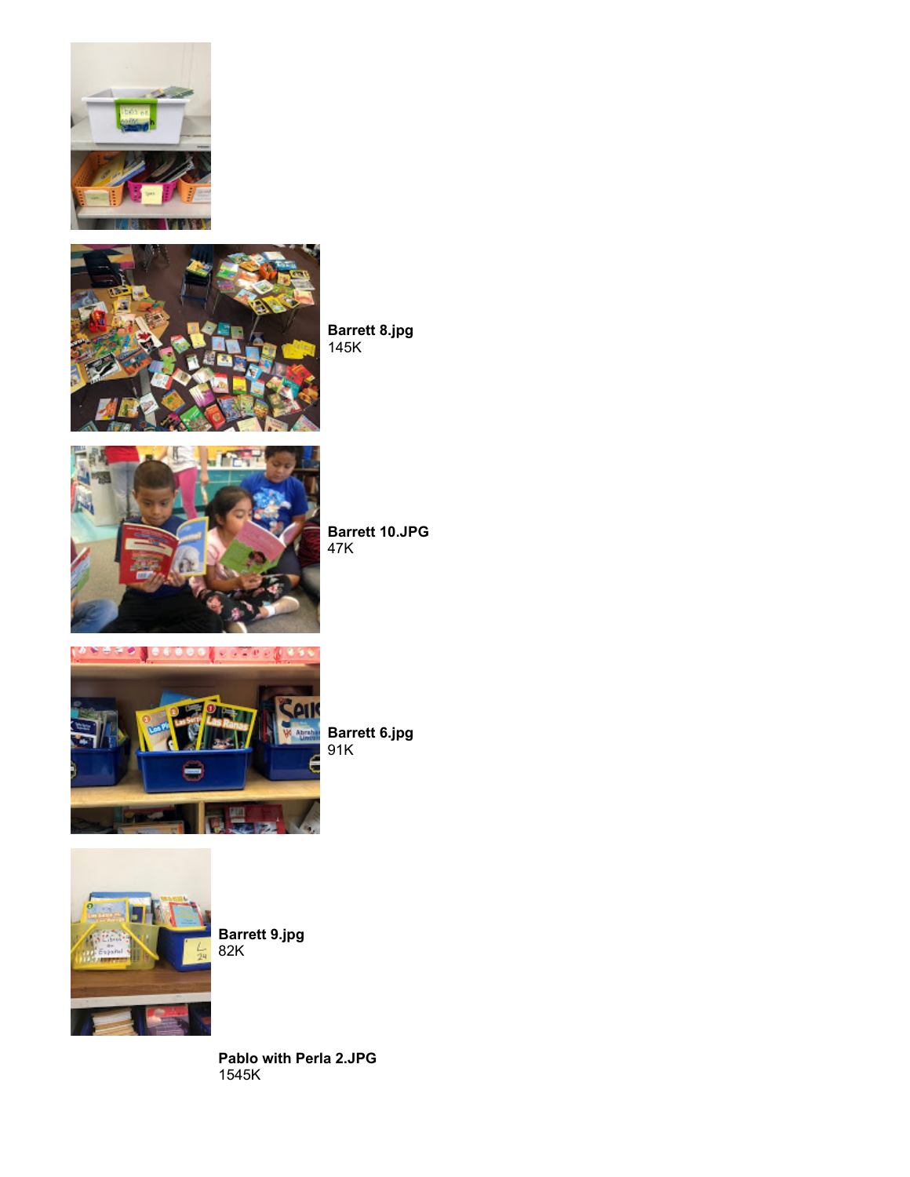**Barrett 8.jpg**
145K

**Barrett 10.JPG**
47K

**Barrett 6.jpg**
91K

**Barrett 9.jpg**
82K

**Pablo with Perla 2.JPG**
1545K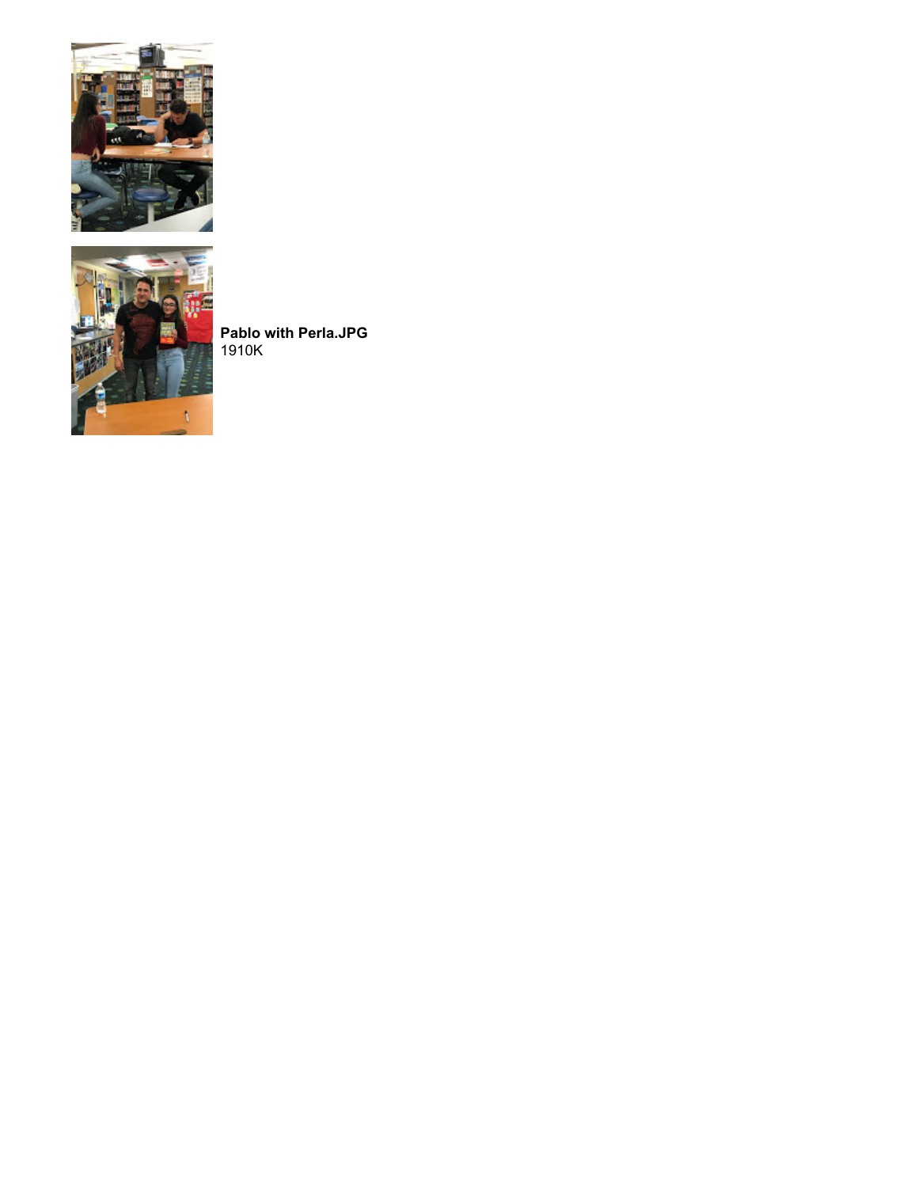**Pablo with Perla.JPG**
1910K